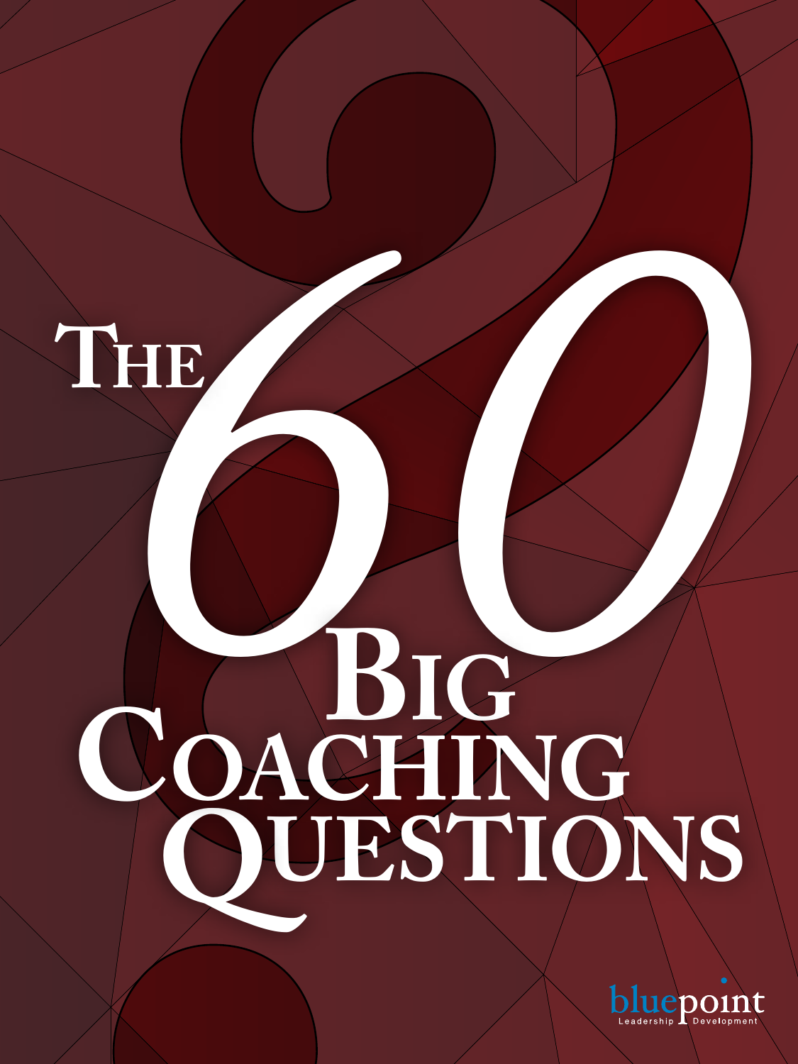# The 60 Big Coaching Questions

bluepoint

Leadership Development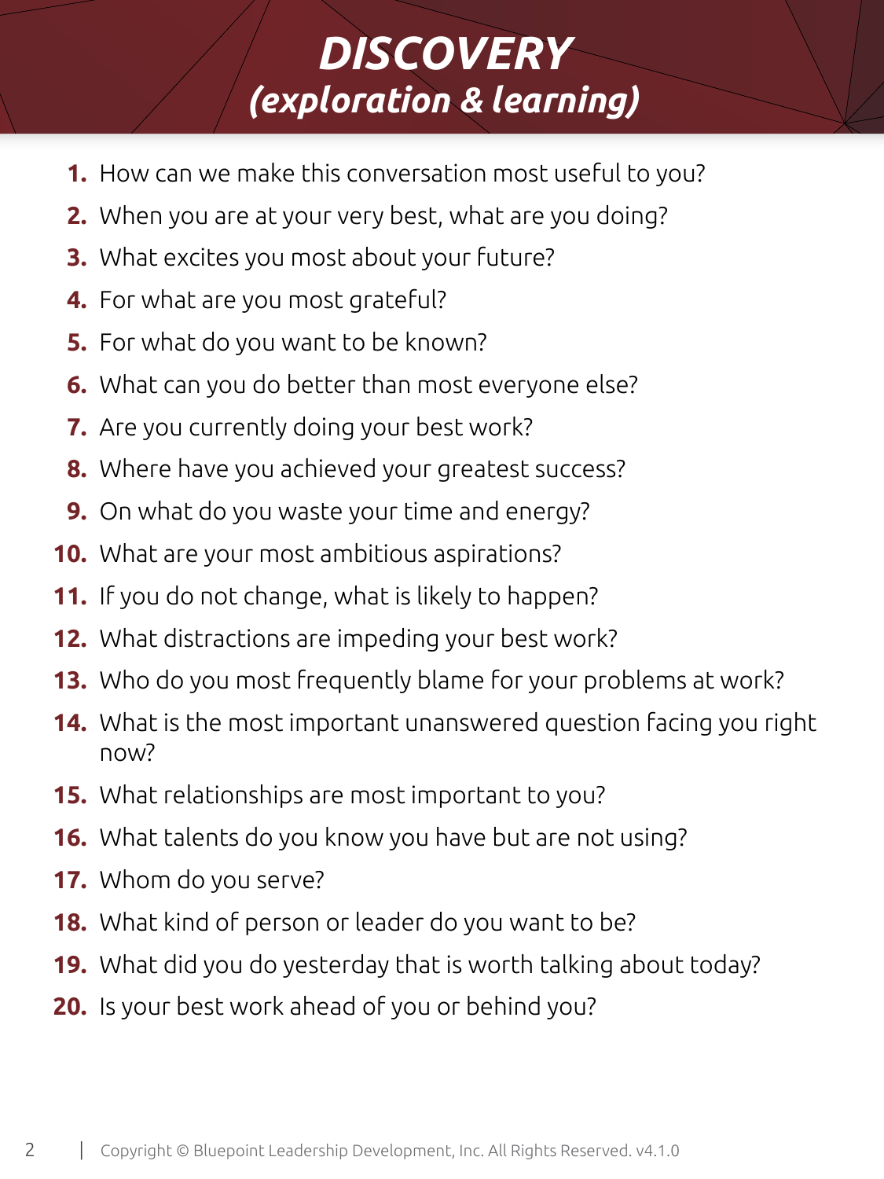# *DISCOVERY*
## *(exploration & learning)*

1. How can we make this conversation most useful to you?
2. When you are at your very best, what are you doing?
3. What excites you most about your future?
4. For what are you most grateful?
5. For what do you want to be known?
6. What can you do better than most everyone else?
7. Are you currently doing your best work?
8. Where have you achieved your greatest success?
9. On what do you waste your time and energy?
10. What are your most ambitious aspirations?
11. If you do not change, what is likely to happen?
12. What distractions are impeding your best work?
13. Who do you most frequently blame for your problems at work?
14. What is the most important unanswered question facing you right now?
15. What relationships are most important to you?
16. What talents do you know you have but are not using?
17. Whom do you serve?
18. What kind of person or leader do you want to be?
19. What did you do yesterday that is worth talking about today?
20. Is your best work ahead of you or behind you?

Copyright © Bluepoint Leadership Development, Inc. All Rights Reserved. v4.1.0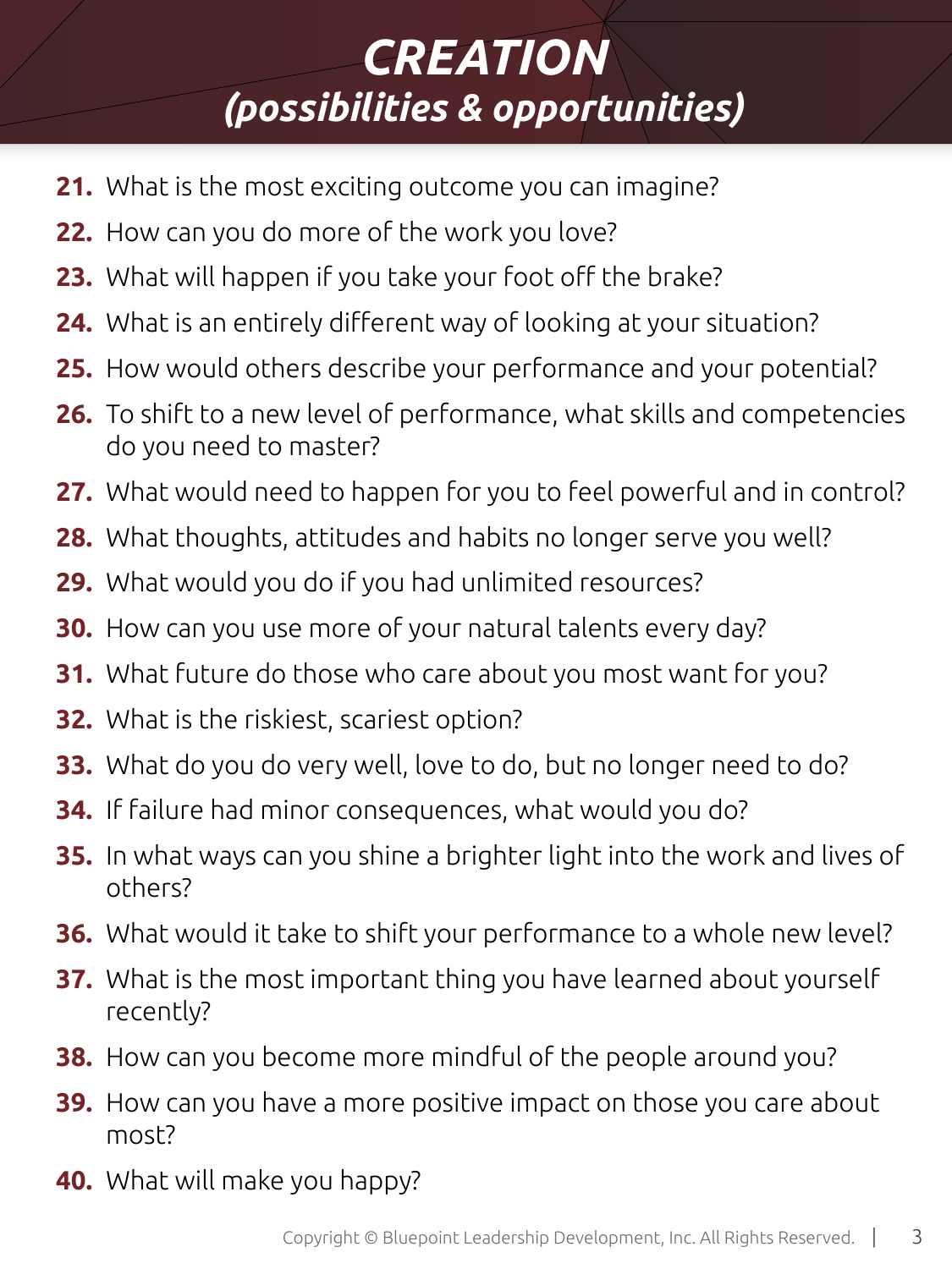# *CREATION*
## *(possibilities & opportunities)*

21. What is the most exciting outcome you can imagine?
22. How can you do more of the work you love?
23. What will happen if you take your foot off the brake?
24. What is an entirely different way of looking at your situation?
25. How would others describe your performance and your potential?
26. To shift to a new level of performance, what skills and competencies do you need to master?
27. What would need to happen for you to feel powerful and in control?
28. What thoughts, attitudes and habits no longer serve you well?
29. What would you do if you had unlimited resources?
30. How can you use more of your natural talents every day?
31. What future do those who care about you most want for you?
32. What is the riskiest, scariest option?
33. What do you do very well, love to do, but no longer need to do?
34. If failure had minor consequences, what would you do?
35. In what ways can you shine a brighter light into the work and lives of others?
36. What would it take to shift your performance to a whole new level?
37. What is the most important thing you have learned about yourself recently?
38. How can you become more mindful of the people around you?
39. How can you have a more positive impact on those you care about most?
40. What will make you happy?

Copyright © Bluepoint Leadership Development, Inc. All Rights Reserved.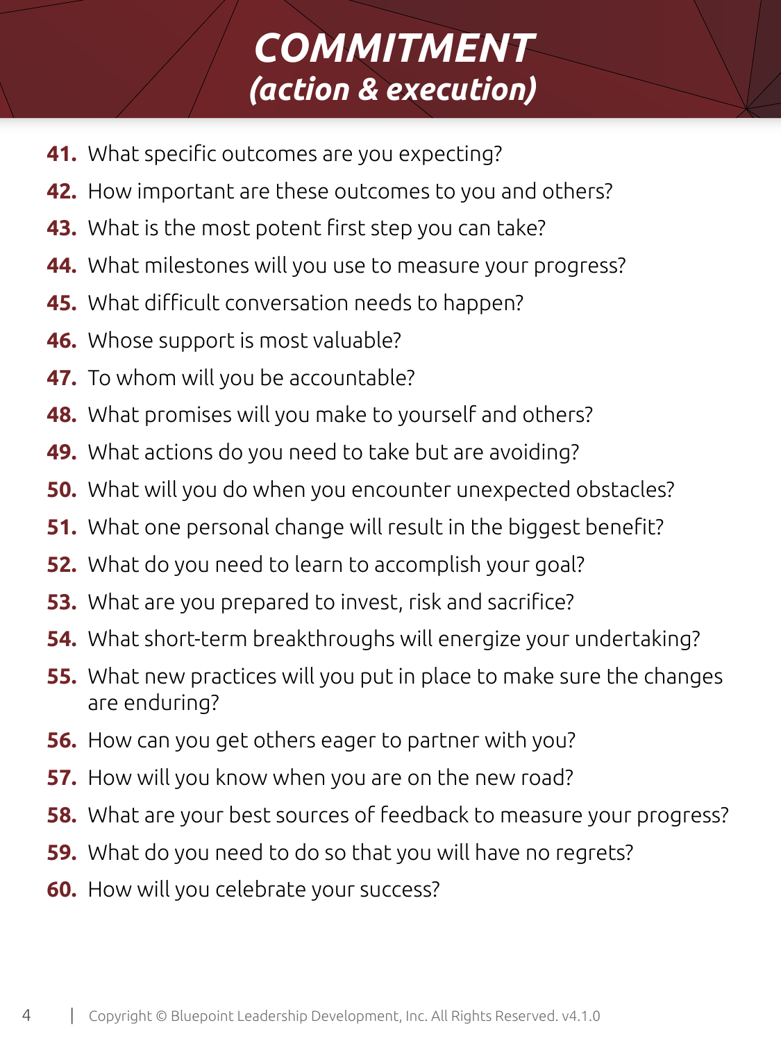# *COMMITMENT*
## *(action & execution)*

41. What specific outcomes are you expecting?
42. How important are these outcomes to you and others?
43. What is the most potent first step you can take?
44. What milestones will you use to measure your progress?
45. What difficult conversation needs to happen?
46. Whose support is most valuable?
47. To whom will you be accountable?
48. What promises will you make to yourself and others?
49. What actions do you need to take but are avoiding?
50. What will you do when you encounter unexpected obstacles?
51. What one personal change will result in the biggest benefit?
52. What do you need to learn to accomplish your goal?
53. What are you prepared to invest, risk and sacrifice?
54. What short-term breakthroughs will energize your undertaking?
55. What new practices will you put in place to make sure the changes are enduring?
56. How can you get others eager to partner with you?
57. How will you know when you are on the new road?
58. What are your best sources of feedback to measure your progress?
59. What do you need to do so that you will have no regrets?
60. How will you celebrate your success?

Copyright © Bluepoint Leadership Development, Inc. All Rights Reserved. v4.1.0